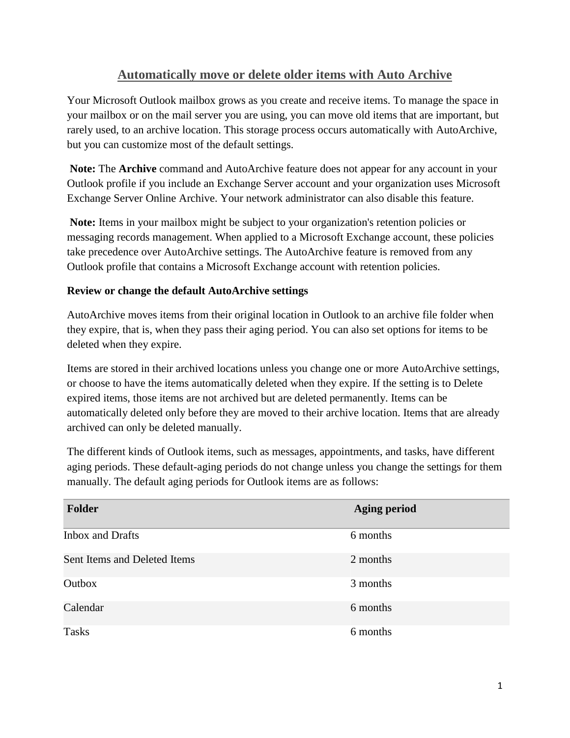# Automatically move or delete older items with Auto Archive

Your Microsoft Outlook mailbox grows as you create and receive items. To manage the space in your mailbox or on the mail server you are using, you can move old items that are important, but rarely used, to an archive location. This storage process occurs automatically with AutoArchive, but you can customize most of the default settings.

**Note:** The **Archive** command and AutoArchive feature does not appear for any account in your Outlook profile if you include an Exchange Server account and your organization uses Microsoft Exchange Server Online Archive. Your network administrator can also disable this feature.

**Note:** Items in your mailbox might be subject to your organization's retention policies or messaging records management. When applied to a Microsoft Exchange account, these policies take precedence over AutoArchive settings. The AutoArchive feature is removed from any Outlook profile that contains a Microsoft Exchange account with retention policies.

**Review or change the default AutoArchive settings**

AutoArchive moves items from their original location in Outlook to an archive file folder when they expire, that is, when they pass their aging period. You can also set options for items to be deleted when they expire.

Items are stored in their archived locations unless you change one or more AutoArchive settings, or choose to have the items automatically deleted when they expire. If the setting is to Delete expired items, those items are not archived but are deleted permanently. Items can be automatically deleted only before they are moved to their archive location. Items that are already archived can only be deleted manually.

The different kinds of Outlook items, such as messages, appointments, and tasks, have different aging periods. These default-aging periods do not change unless you change the settings for them manually. The default aging periods for Outlook items are as follows:

| Folder | Aging period |
| --- | --- |
| Inbox and Drafts | 6 months |
| Sent Items and Deleted Items | 2 months |
| Outbox | 3 months |
| Calendar | 6 months |
| Tasks | 6 months |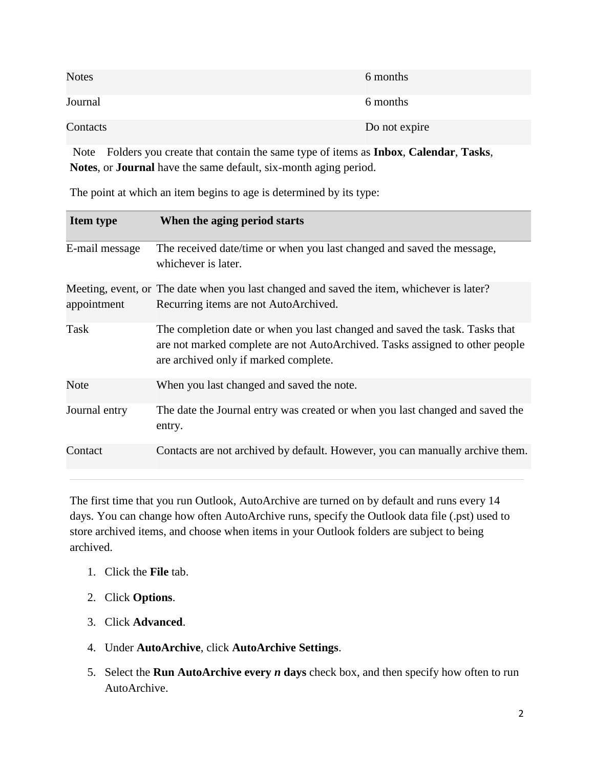| | |
|---|---|
| Notes | 6 months |
| Journal | 6 months |
| Contacts | Do not expire |

Note  Folders you create that contain the same type of items as **Inbox**, **Calendar**, **Tasks**, **Notes**, or **Journal** have the same default, six-month aging period.

The point at which an item begins to age is determined by its type:

| Item type | When the aging period starts |
|---|---|
| E-mail message | The received date/time or when you last changed and saved the message, whichever is later. |
| Meeting, event, or appointment | The date when you last changed and saved the item, whichever is later? Recurring items are not AutoArchived. |
| Task | The completion date or when you last changed and saved the task. Tasks that are not marked complete are not AutoArchived. Tasks assigned to other people are archived only if marked complete. |
| Note | When you last changed and saved the note. |
| Journal entry | The date the Journal entry was created or when you last changed and saved the entry. |
| Contact | Contacts are not archived by default. However, you can manually archive them. |

The first time that you run Outlook, AutoArchive are turned on by default and runs every 14 days. You can change how often AutoArchive runs, specify the Outlook data file (.pst) used to store archived items, and choose when items in your Outlook folders are subject to being archived.

1. Click the **File** tab.
2. Click **Options**.
3. Click **Advanced**.
4. Under **AutoArchive**, click **AutoArchive Settings**.
5. Select the **Run AutoArchive every *n* days** check box, and then specify how often to run AutoArchive.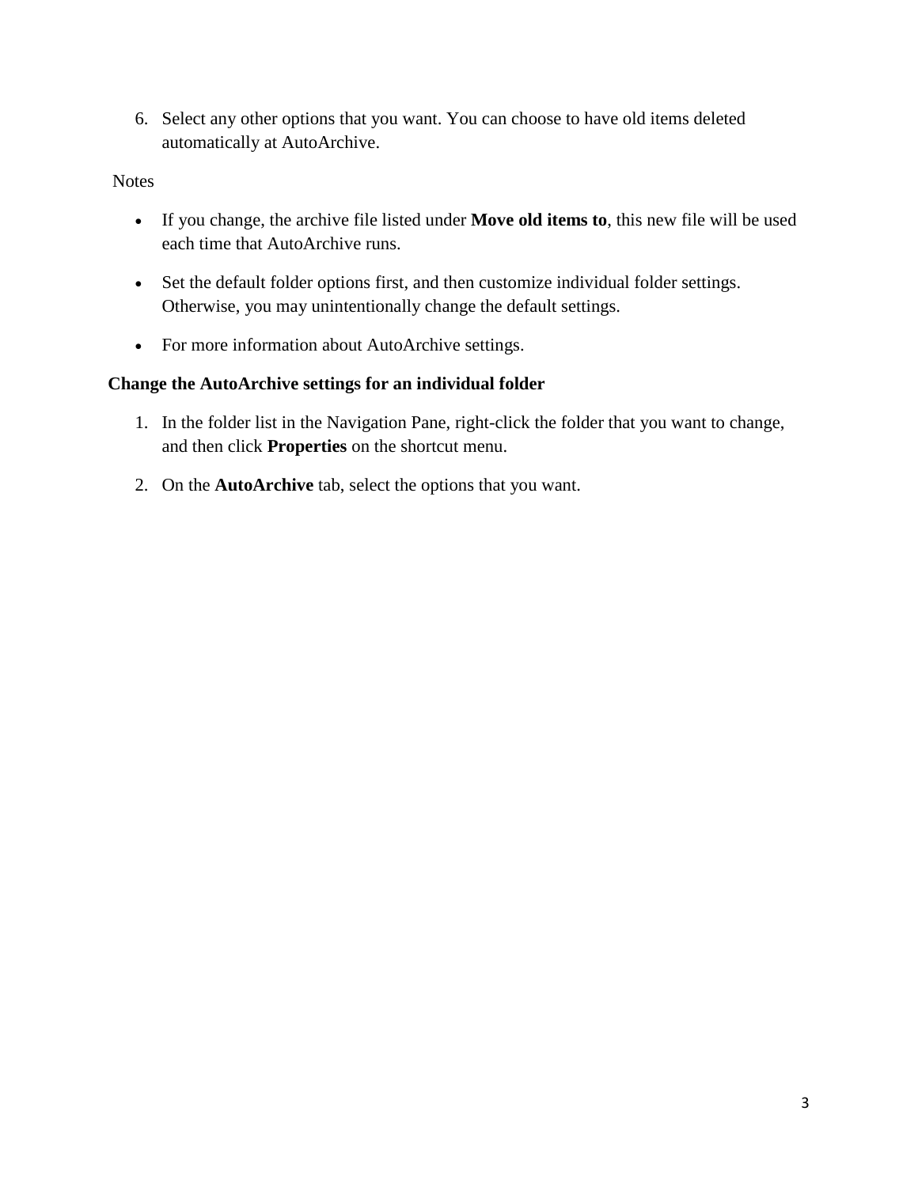6. Select any other options that you want. You can choose to have old items deleted automatically at AutoArchive.

Notes

- If you change, the archive file listed under **Move old items to**, this new file will be used each time that AutoArchive runs.
- Set the default folder options first, and then customize individual folder settings. Otherwise, you may unintentionally change the default settings.
- For more information about AutoArchive settings.

**Change the AutoArchive settings for an individual folder**

1. In the folder list in the Navigation Pane, right-click the folder that you want to change, and then click **Properties** on the shortcut menu.
2. On the **AutoArchive** tab, select the options that you want.